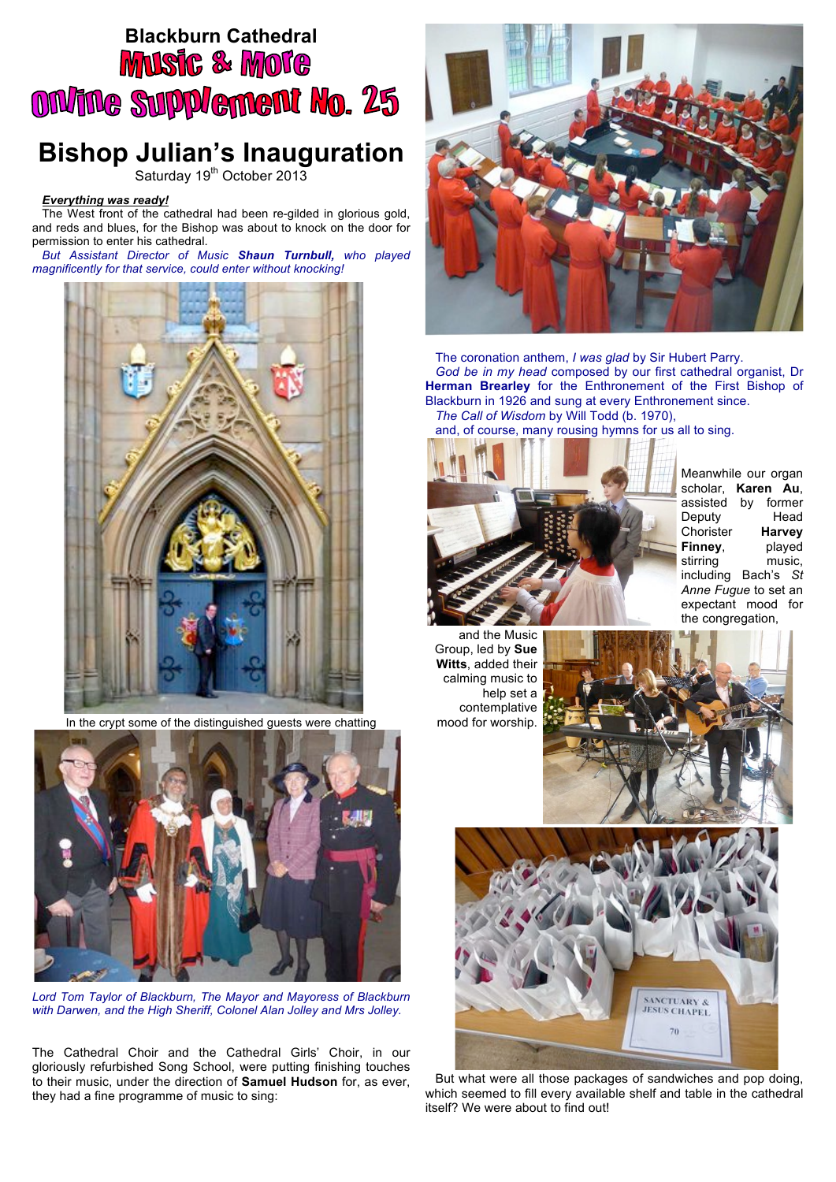# Blackburn Cathedral

## Music & More

## Online Supplement No. 25

# Bishop Julian's Inauguration

Saturday 19th October 2013

***Everything was ready!***

The West front of the cathedral had been re-gilded in glorious gold, and reds and blues, for the Bishop was about to knock on the door for permission to enter his cathedral.

*But Assistant Director of Music **Shaun Turnbull,** who played magnificently for that service, could enter without knocking!*

In the crypt some of the distinguished guests were chatting

*Lord Tom Taylor of Blackburn, The Mayor and Mayoress of Blackburn with Darwen, and the High Sheriff, Colonel Alan Jolley and Mrs Jolley.*

The Cathedral Choir and the Cathedral Girls' Choir, in our gloriously refurbished Song School, were putting finishing touches to their music, under the direction of **Samuel Hudson** for, as ever, they had a fine programme of music to sing:

The coronation anthem, *I was glad* by Sir Hubert Parry.

*God be in my head* composed by our first cathedral organist, Dr **Herman Brearley** for the Enthronement of the First Bishop of Blackburn in 1926 and sung at every Enthronement since.

*The Call of Wisdom* by Will Todd (b. 1970),

and, of course, many rousing hymns for us all to sing.

Meanwhile our organ scholar, **Karen Au**, assisted by former Deputy Head Chorister **Harvey Finney**, played stirring music, including Bach's *St Anne Fugue* to set an expectant mood for the congregation,

and the Music Group, led by **Sue Witts**, added their calming music to help set a contemplative mood for worship.

But what were all those packages of sandwiches and pop doing, which seemed to fill every available shelf and table in the cathedral itself? We were about to find out!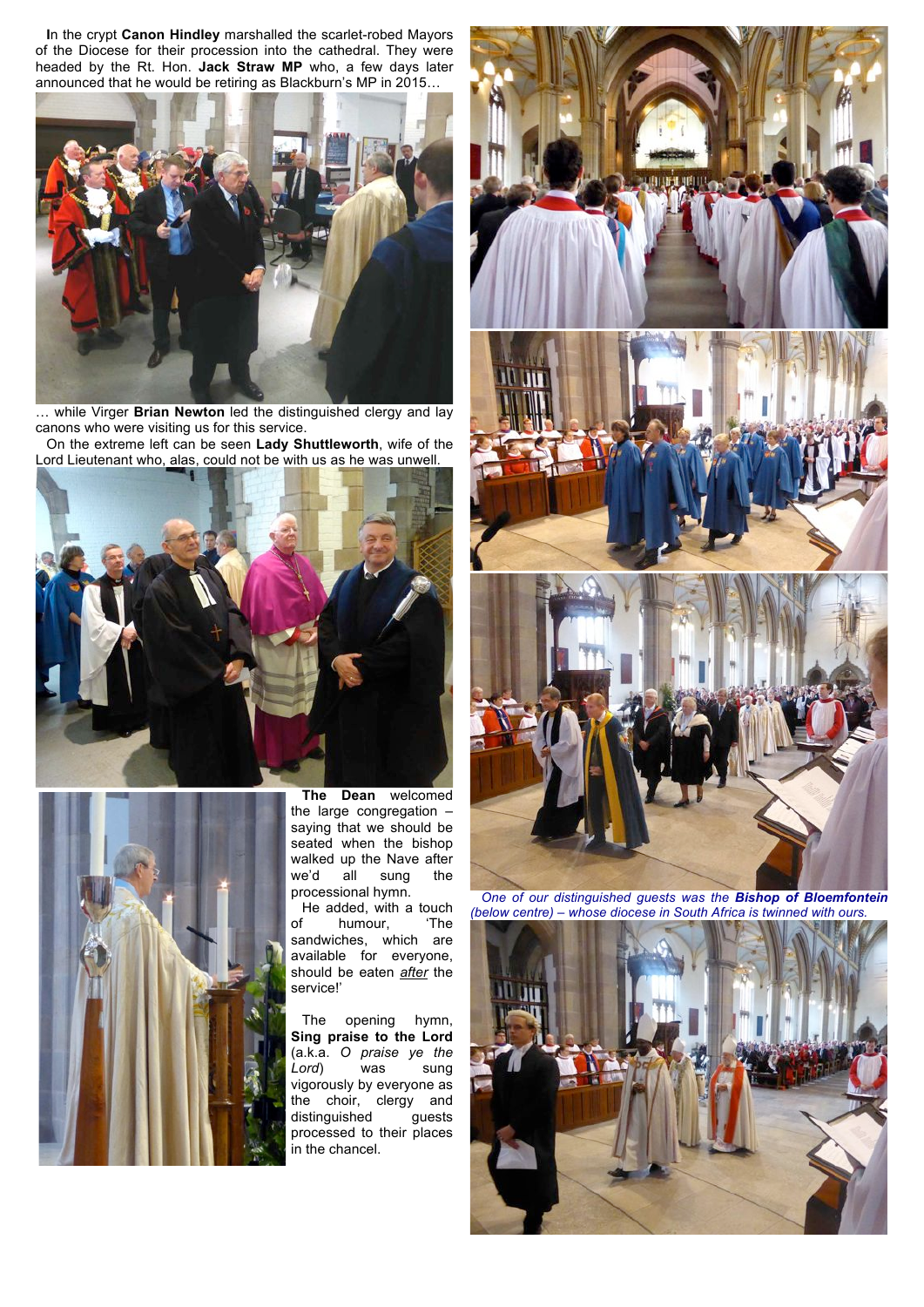**I**n the crypt **Canon Hindley** marshalled the scarlet-robed Mayors of the Diocese for their procession into the cathedral. They were headed by the Rt. Hon. **Jack Straw MP** who, a few days later announced that he would be retiring as Blackburn's MP in 2015…

… while Virger **Brian Newton** led the distinguished clergy and lay canons who were visiting us for this service.

On the extreme left can be seen **Lady Shuttleworth**, wife of the Lord Lieutenant who, alas, could not be with us as he was unwell.

**The Dean** welcomed the large congregation – saying that we should be seated when the bishop walked up the Nave after we'd all sung the processional hymn.

He added, with a touch of humour, 'The sandwiches, which are available for everyone, should be eaten *after* the service!'

The opening hymn, **Sing praise to the Lord** (a.k.a. *O praise ye the Lord*) was sung vigorously by everyone as the choir, clergy and distinguished guests processed to their places in the chancel.

*One of our distinguished guests was the **Bishop of Bloemfontein** (below centre) – whose diocese in South Africa is twinned with ours.*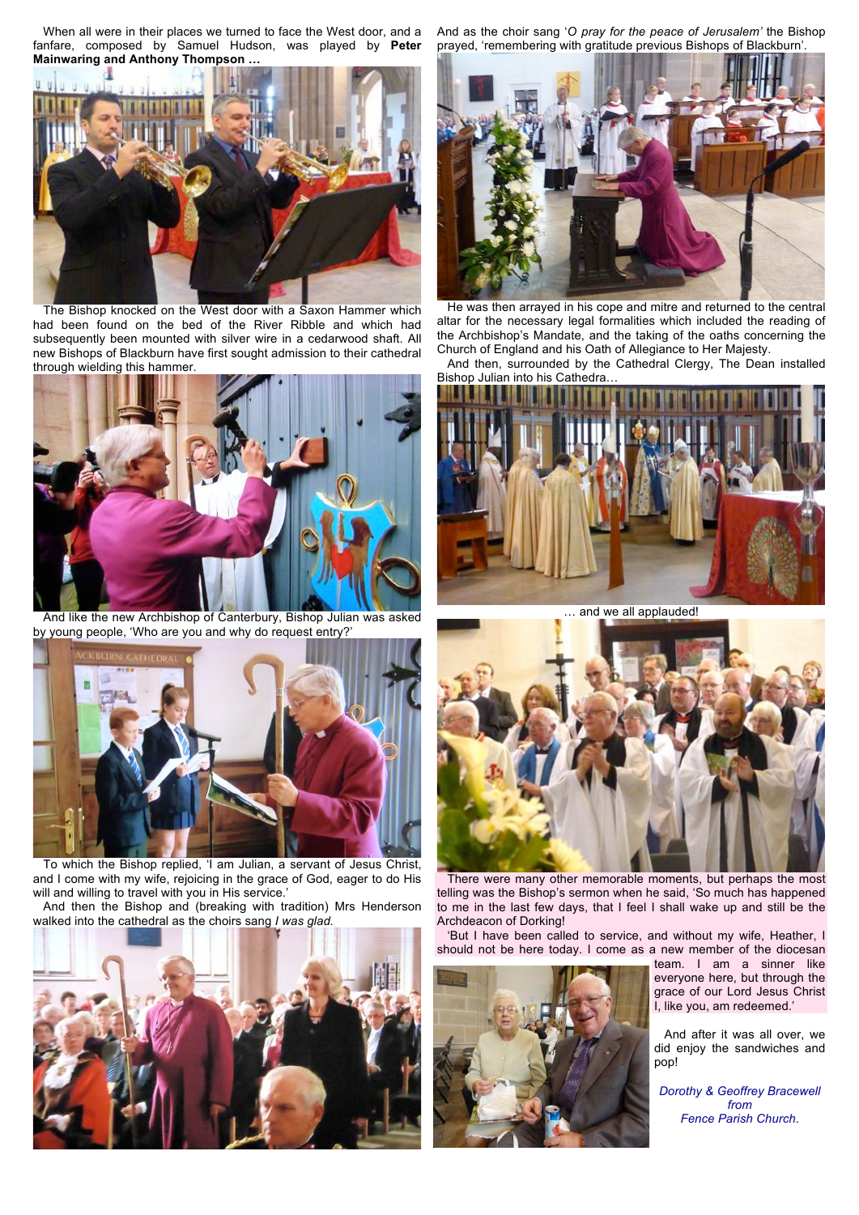When all were in their places we turned to face the West door, and a fanfare, composed by Samuel Hudson, was played by **Peter Mainwaring and Anthony Thompson …**

The Bishop knocked on the West door with a Saxon Hammer which had been found on the bed of the River Ribble and which had subsequently been mounted with silver wire in a cedarwood shaft. All new Bishops of Blackburn have first sought admission to their cathedral through wielding this hammer.

And like the new Archbishop of Canterbury, Bishop Julian was asked by young people, 'Who are you and why do request entry?'

To which the Bishop replied, 'I am Julian, a servant of Jesus Christ, and I come with my wife, rejoicing in the grace of God, eager to do His will and willing to travel with you in His service.'

And then the Bishop and (breaking with tradition) Mrs Henderson walked into the cathedral as the choirs sang *I was glad*.

And as the choir sang '*O pray for the peace of Jerusalem*' the Bishop prayed, 'remembering with gratitude previous Bishops of Blackburn'.

He was then arrayed in his cope and mitre and returned to the central altar for the necessary legal formalities which included the reading of the Archbishop's Mandate, and the taking of the oaths concerning the Church of England and his Oath of Allegiance to Her Majesty.

And then, surrounded by the Cathedral Clergy, The Dean installed Bishop Julian into his Cathedra…

… and we all applauded!

There were many other memorable moments, but perhaps the most telling was the Bishop's sermon when he said, 'So much has happened to me in the last few days, that I feel I shall wake up and still be the Archdeacon of Dorking!

'But I have been called to service, and without my wife, Heather, I should not be here today. I come as a new member of the diocesan team. I am a sinner like everyone here, but through the grace of our Lord Jesus Christ I, like you, am redeemed.'

And after it was all over, we did enjoy the sandwiches and pop!

*Dorothy & Geoffrey Bracewell*
*from*
*Fence Parish Church.*